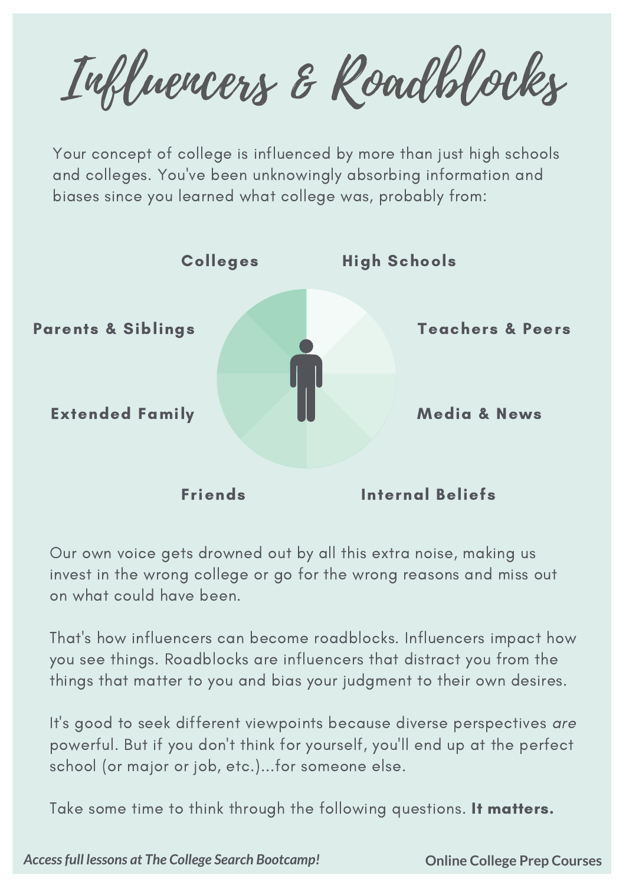# Influencers & Roadblocks

Your concept of college is influenced by more than just high schools and colleges. You've been unknowingly absorbing information and biases since you learned what college was, probably from:

- Colleges
- High Schools
- Teachers & Peers
- Media & News
- Internal Beliefs
- Friends
- Extended Family
- Parents & Siblings

Our own voice gets drowned out by all this extra noise, making us invest in the wrong college or go for the wrong reasons and miss out on what could have been.

That's how influencers can become roadblocks. Influencers impact how you see things. Roadblocks are influencers that distract you from the things that matter to you and bias your judgment to their own desires.

It's good to seek different viewpoints because diverse perspectives *are* powerful. But if you don't think for yourself, you'll end up at the perfect school (or major or job, etc.)...for someone else.

Take some time to think through the following questions. **It matters.**

***Access full lessons at The College Search Bootcamp!***

**Online College Prep Courses**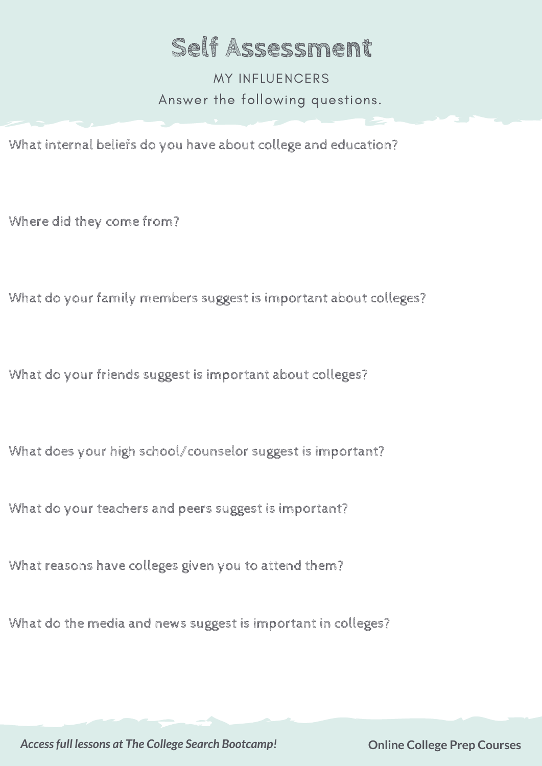# Self Assessment

## MY INFLUENCERS

Answer the following questions.

What internal beliefs do you have about college and education?

Where did they come from?

What do your family members suggest is important about colleges?

What do your friends suggest is important about colleges?

What does your high school/counselor suggest is important?

What do your teachers and peers suggest is important?

What reasons have colleges given you to attend them?

What do the media and news suggest is important in colleges?

***Access full lessons at The College Search Bootcamp!***

**Online College Prep Courses**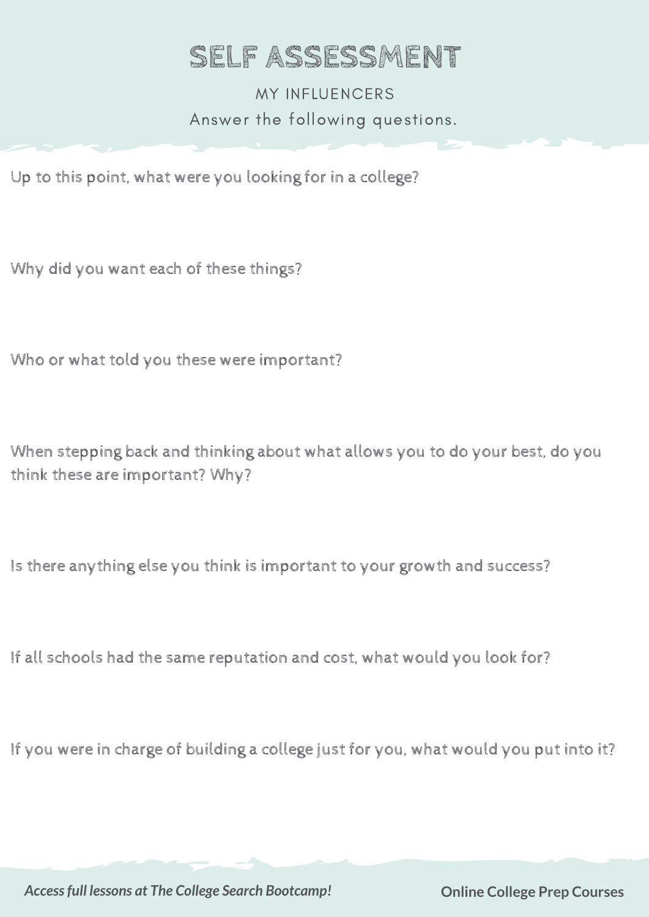# SELF ASSESSMENT

## MY INFLUENCERS

Answer the following questions.

Up to this point, what were you looking for in a college?

Why did you want each of these things?

Who or what told you these were important?

When stepping back and thinking about what allows you to do your best, do you think these are important? Why?

Is there anything else you think is important to your growth and success?

If all schools had the same reputation and cost, what would you look for?

If you were in charge of building a college just for you, what would you put into it?

***Access full lessons at The College Search Bootcamp!*** **Online College Prep Courses**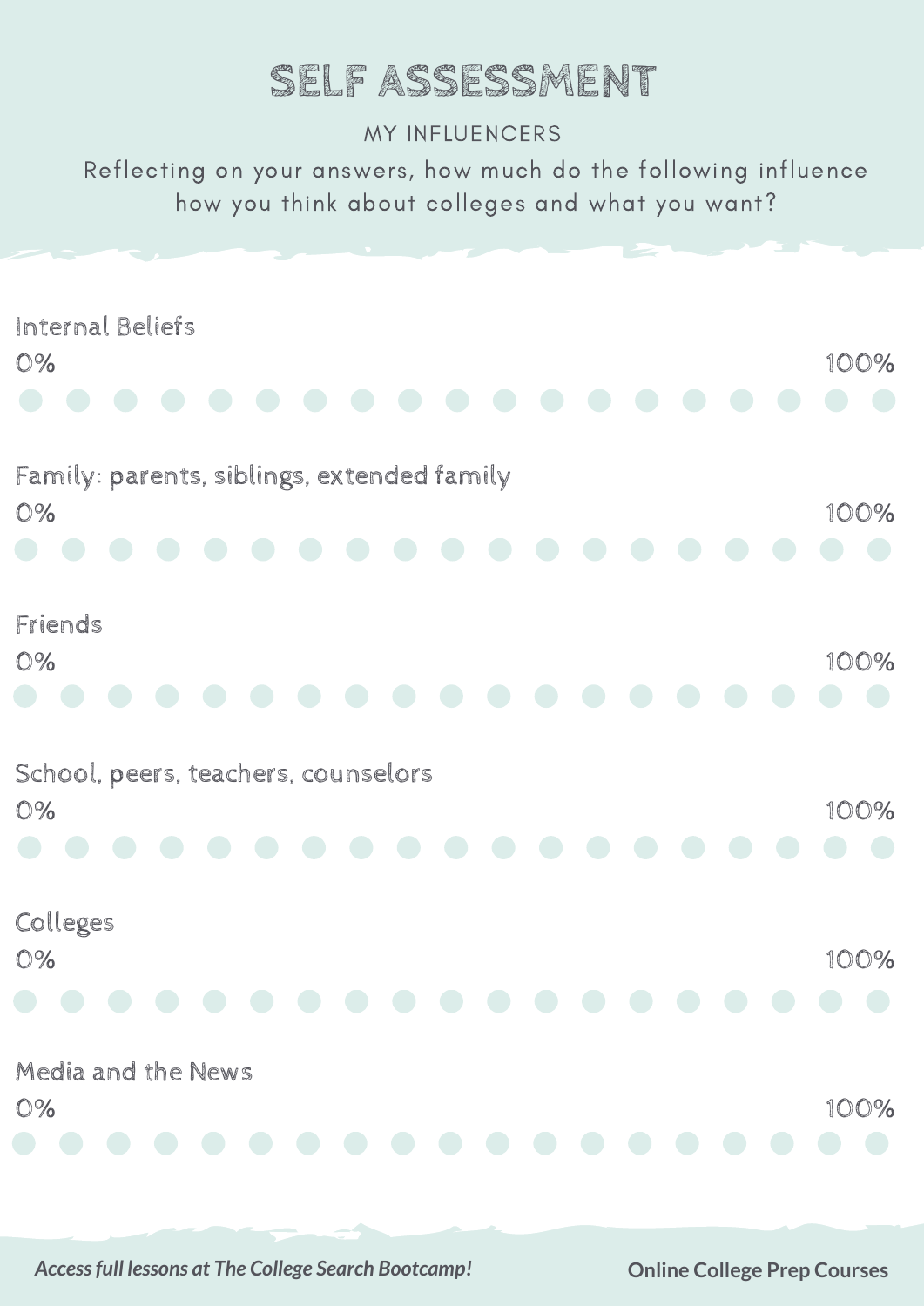# SELF ASSESSMENT

MY INFLUENCERS

Reflecting on your answers, how much do the following influence how you think about colleges and what you want?

Internal Beliefs

0% 100%

Family: parents, siblings, extended family

0% 100%

Friends

0% 100%

School, peers, teachers, counselors

0% 100%

Colleges

0% 100%

Media and the News

0% 100%

*Access full lessons at The College Search Bootcamp!*

**Online College Prep Courses**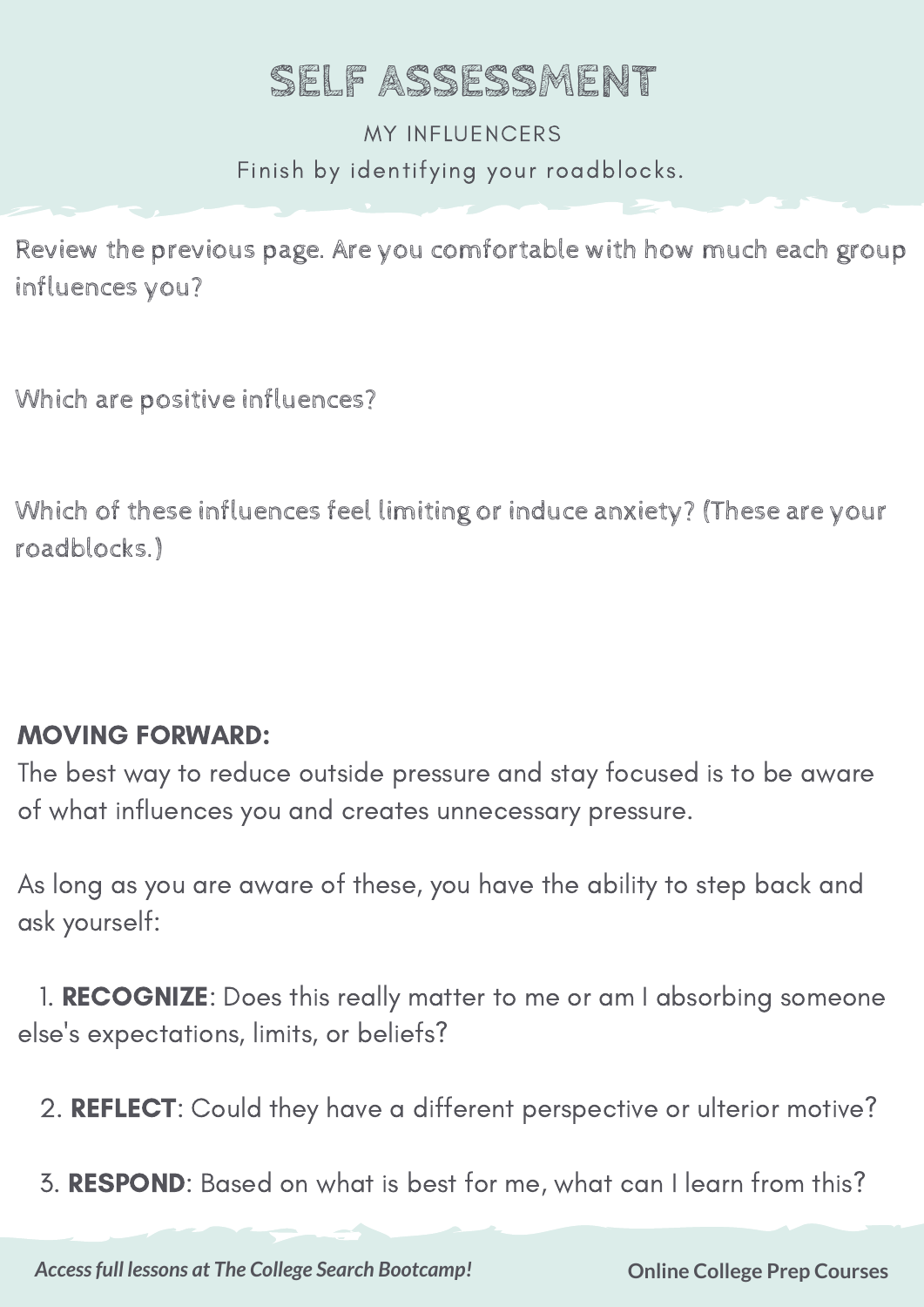# SELF ASSESSMENT

MY INFLUENCERS

Finish by identifying your roadblocks.

Review the previous page. Are you comfortable with how much each group influences you?

Which are positive influences?

Which of these influences feel limiting or induce anxiety? (These are your roadblocks.)

## MOVING FORWARD:

The best way to reduce outside pressure and stay focused is to be aware of what influences you and creates unnecessary pressure.

As long as you are aware of these, you have the ability to step back and ask yourself:

1. **RECOGNIZE**: Does this really matter to me or am I absorbing someone else's expectations, limits, or beliefs?
2. **REFLECT**: Could they have a different perspective or ulterior motive?
3. **RESPOND**: Based on what is best for me, what can I learn from this?

*Access full lessons at The College Search Bootcamp!* **Online College Prep Courses**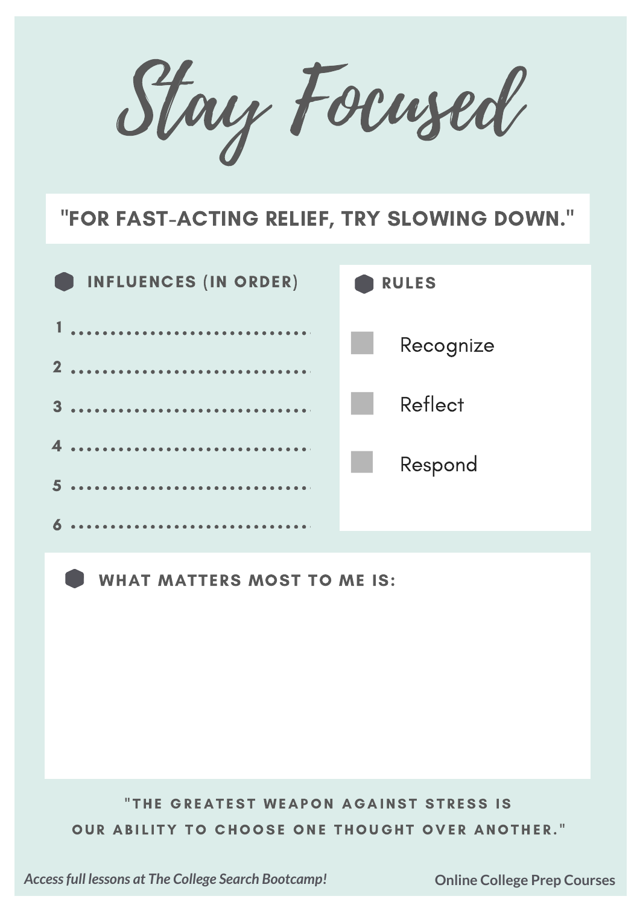# Stay Focused

**"FOR FAST-ACTING RELIEF, TRY SLOWING DOWN."**

## INFLUENCES (IN ORDER)

1 ..............................

2 ..............................

3 ..............................

4 ..............................

5 ..............................

6 ..............................

## RULES

- [ ] Recognize
- [ ] Reflect
- [ ] Respond

## WHAT MATTERS MOST TO ME IS:

"THE GREATEST WEAPON AGAINST STRESS IS OUR ABILITY TO CHOOSE ONE THOUGHT OVER ANOTHER."

*Access full lessons at The College Search Bootcamp!*

Online College Prep Courses